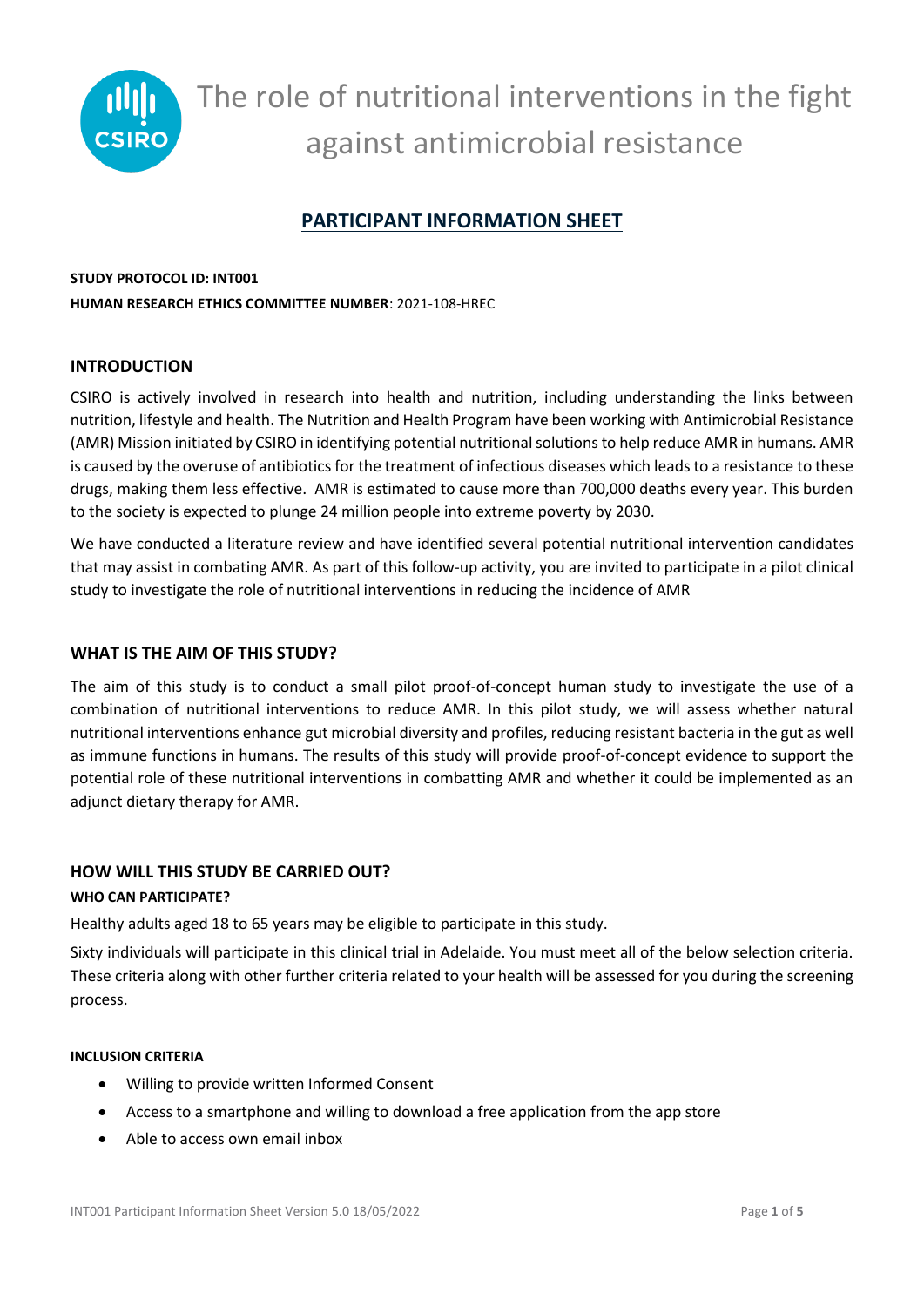# The role of nutritional interventions in the fight against antimicrobial resistance

## PARTICIPANT INFORMATION SHEET

**STUDY PROTOCOL ID: INT001**

**HUMAN RESEARCH ETHICS COMMITTEE NUMBER**: 2021-108-HREC

## INTRODUCTION

CSIRO is actively involved in research into health and nutrition, including understanding the links between nutrition, lifestyle and health. The Nutrition and Health Program have been working with Antimicrobial Resistance (AMR) Mission initiated by CSIRO in identifying potential nutritional solutions to help reduce AMR in humans. AMR is caused by the overuse of antibiotics for the treatment of infectious diseases which leads to a resistance to these drugs, making them less effective. AMR is estimated to cause more than 700,000 deaths every year. This burden to the society is expected to plunge 24 million people into extreme poverty by 2030.

We have conducted a literature review and have identified several potential nutritional intervention candidates that may assist in combating AMR. As part of this follow-up activity, you are invited to participate in a pilot clinical study to investigate the role of nutritional interventions in reducing the incidence of AMR

## WHAT IS THE AIM OF THIS STUDY?

The aim of this study is to conduct a small pilot proof-of-concept human study to investigate the use of a combination of nutritional interventions to reduce AMR. In this pilot study, we will assess whether natural nutritional interventions enhance gut microbial diversity and profiles, reducing resistant bacteria in the gut as well as immune functions in humans. The results of this study will provide proof-of-concept evidence to support the potential role of these nutritional interventions in combatting AMR and whether it could be implemented as an adjunct dietary therapy for AMR.

## HOW WILL THIS STUDY BE CARRIED OUT?

### WHO CAN PARTICIPATE?

Healthy adults aged 18 to 65 years may be eligible to participate in this study.

Sixty individuals will participate in this clinical trial in Adelaide. You must meet all of the below selection criteria. These criteria along with other further criteria related to your health will be assessed for you during the screening process.

#### INCLUSION CRITERIA

- Willing to provide written Informed Consent
- Access to a smartphone and willing to download a free application from the app store
- Able to access own email inbox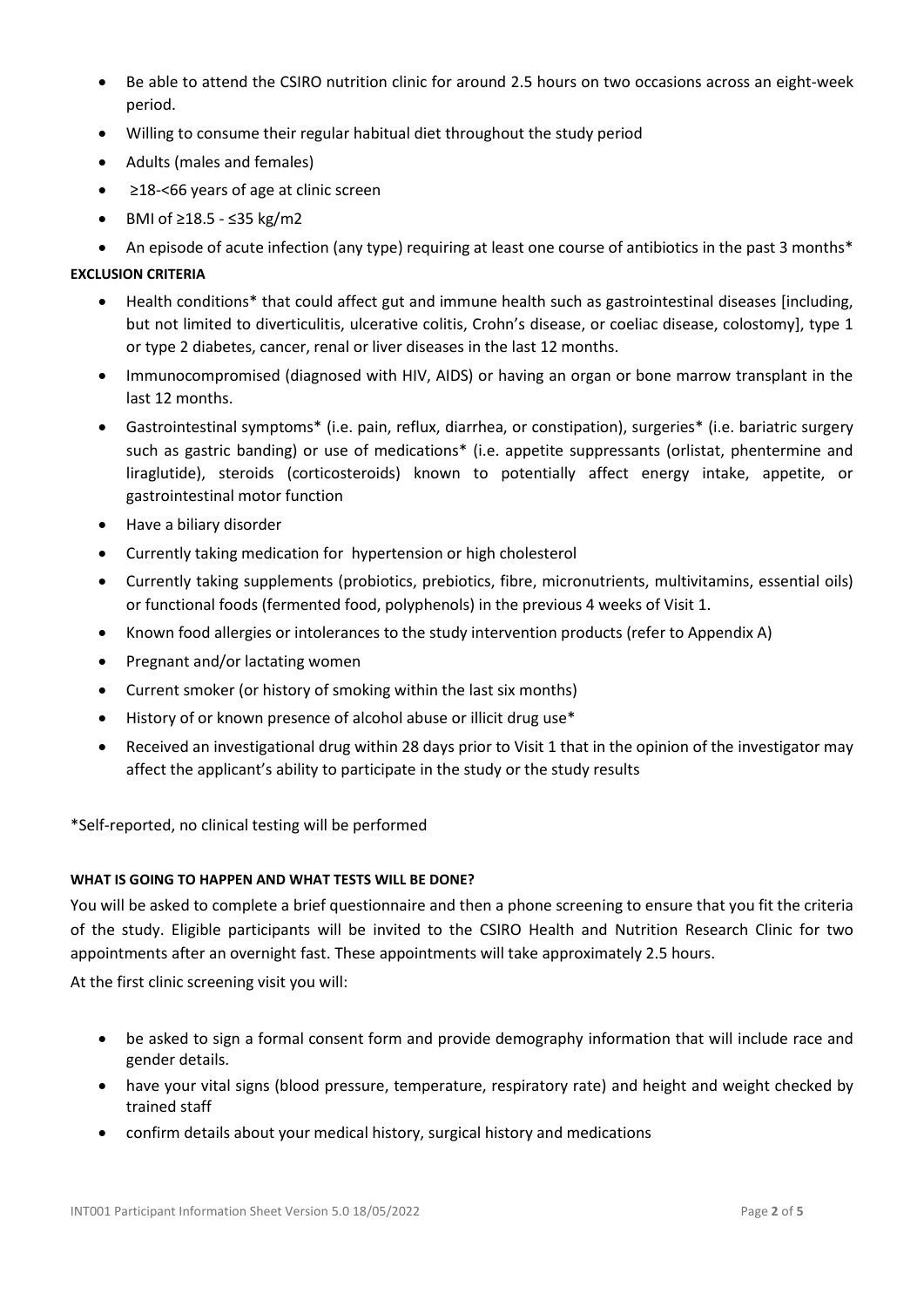- Be able to attend the CSIRO nutrition clinic for around 2.5 hours on two occasions across an eight-week period.
- Willing to consume their regular habitual diet throughout the study period
- Adults (males and females)
- ≥18-<66 years of age at clinic screen
- BMI of ≥18.5 - ≤35 kg/m2
- An episode of acute infection (any type) requiring at least one course of antibiotics in the past 3 months*

**EXCLUSION CRITERIA**

- Health conditions* that could affect gut and immune health such as gastrointestinal diseases [including, but not limited to diverticulitis, ulcerative colitis, Crohn's disease, or coeliac disease, colostomy], type 1 or type 2 diabetes, cancer, renal or liver diseases in the last 12 months.
- Immunocompromised (diagnosed with HIV, AIDS) or having an organ or bone marrow transplant in the last 12 months.
- Gastrointestinal symptoms* (i.e. pain, reflux, diarrhea, or constipation), surgeries* (i.e. bariatric surgery such as gastric banding) or use of medications* (i.e. appetite suppressants (orlistat, phentermine and liraglutide), steroids (corticosteroids) known to potentially affect energy intake, appetite, or gastrointestinal motor function
- Have a biliary disorder
- Currently taking medication for hypertension or high cholesterol
- Currently taking supplements (probiotics, prebiotics, fibre, micronutrients, multivitamins, essential oils) or functional foods (fermented food, polyphenols) in the previous 4 weeks of Visit 1.
- Known food allergies or intolerances to the study intervention products (refer to Appendix A)
- Pregnant and/or lactating women
- Current smoker (or history of smoking within the last six months)
- History of or known presence of alcohol abuse or illicit drug use*
- Received an investigational drug within 28 days prior to Visit 1 that in the opinion of the investigator may affect the applicant's ability to participate in the study or the study results

*Self-reported, no clinical testing will be performed

**WHAT IS GOING TO HAPPEN AND WHAT TESTS WILL BE DONE?**

You will be asked to complete a brief questionnaire and then a phone screening to ensure that you fit the criteria of the study. Eligible participants will be invited to the CSIRO Health and Nutrition Research Clinic for two appointments after an overnight fast. These appointments will take approximately 2.5 hours.

At the first clinic screening visit you will:

- be asked to sign a formal consent form and provide demography information that will include race and gender details.
- have your vital signs (blood pressure, temperature, respiratory rate) and height and weight checked by trained staff
- confirm details about your medical history, surgical history and medications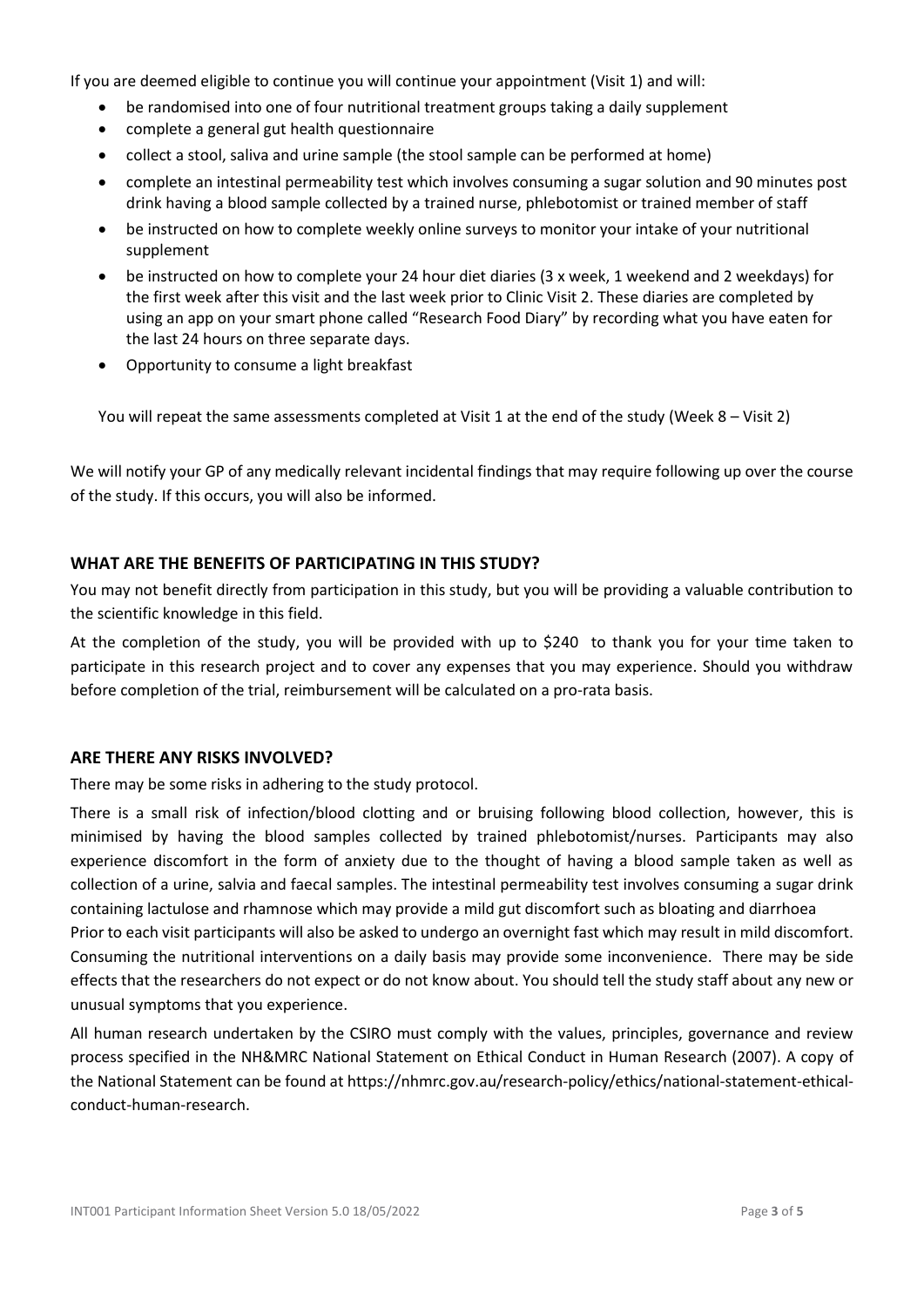If you are deemed eligible to continue you will continue your appointment (Visit 1) and will:

- be randomised into one of four nutritional treatment groups taking a daily supplement
- complete a general gut health questionnaire
- collect a stool, saliva and urine sample (the stool sample can be performed at home)
- complete an intestinal permeability test which involves consuming a sugar solution and 90 minutes post drink having a blood sample collected by a trained nurse, phlebotomist or trained member of staff
- be instructed on how to complete weekly online surveys to monitor your intake of your nutritional supplement
- be instructed on how to complete your 24 hour diet diaries (3 x week, 1 weekend and 2 weekdays) for the first week after this visit and the last week prior to Clinic Visit 2. These diaries are completed by using an app on your smart phone called "Research Food Diary" by recording what you have eaten for the last 24 hours on three separate days.
- Opportunity to consume a light breakfast

You will repeat the same assessments completed at Visit 1 at the end of the study (Week 8 – Visit 2)

We will notify your GP of any medically relevant incidental findings that may require following up over the course of the study. If this occurs, you will also be informed.

## WHAT ARE THE BENEFITS OF PARTICIPATING IN THIS STUDY?

You may not benefit directly from participation in this study, but you will be providing a valuable contribution to the scientific knowledge in this field.

At the completion of the study, you will be provided with up to $240 to thank you for your time taken to participate in this research project and to cover any expenses that you may experience. Should you withdraw before completion of the trial, reimbursement will be calculated on a pro-rata basis.

## ARE THERE ANY RISKS INVOLVED?

There may be some risks in adhering to the study protocol.

There is a small risk of infection/blood clotting and or bruising following blood collection, however, this is minimised by having the blood samples collected by trained phlebotomist/nurses. Participants may also experience discomfort in the form of anxiety due to the thought of having a blood sample taken as well as collection of a urine, salvia and faecal samples. The intestinal permeability test involves consuming a sugar drink containing lactulose and rhamnose which may provide a mild gut discomfort such as bloating and diarrhoea

Prior to each visit participants will also be asked to undergo an overnight fast which may result in mild discomfort. Consuming the nutritional interventions on a daily basis may provide some inconvenience. There may be side effects that the researchers do not expect or do not know about. You should tell the study staff about any new or unusual symptoms that you experience.

All human research undertaken by the CSIRO must comply with the values, principles, governance and review process specified in the NH&MRC National Statement on Ethical Conduct in Human Research (2007). A copy of the National Statement can be found at https://nhmrc.gov.au/research-policy/ethics/national-statement-ethical-conduct-human-research.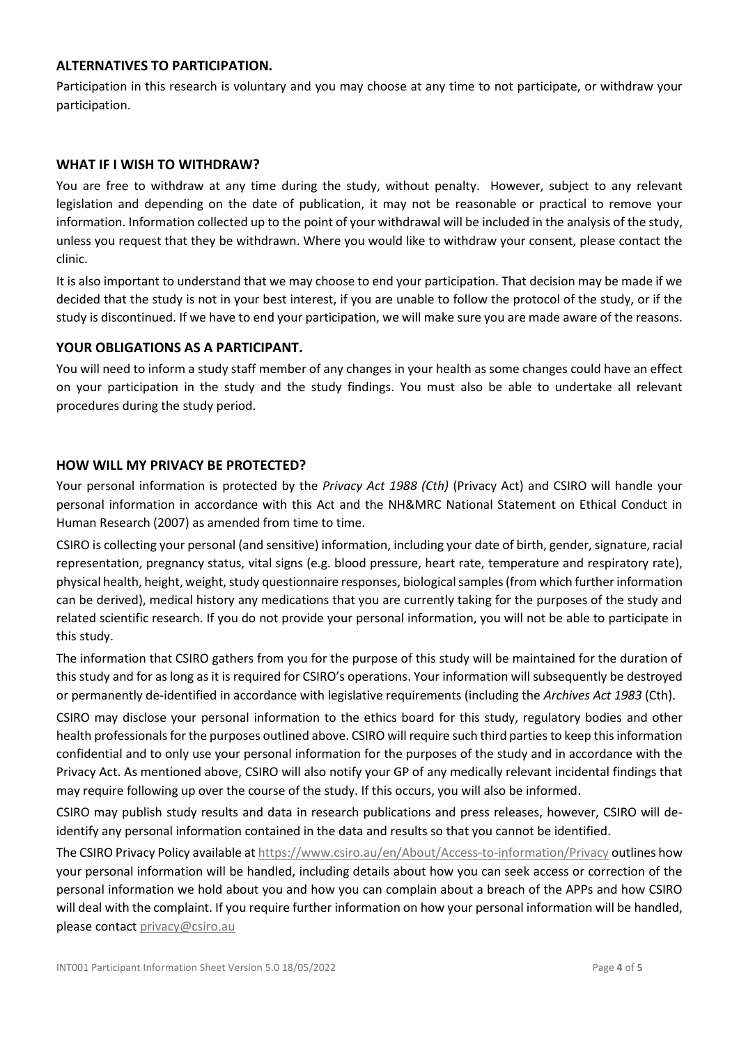### ALTERNATIVES TO PARTICIPATION.

Participation in this research is voluntary and you may choose at any time to not participate, or withdraw your participation.

### WHAT IF I WISH TO WITHDRAW?

You are free to withdraw at any time during the study, without penalty. However, subject to any relevant legislation and depending on the date of publication, it may not be reasonable or practical to remove your information. Information collected up to the point of your withdrawal will be included in the analysis of the study, unless you request that they be withdrawn. Where you would like to withdraw your consent, please contact the clinic.

It is also important to understand that we may choose to end your participation. That decision may be made if we decided that the study is not in your best interest, if you are unable to follow the protocol of the study, or if the study is discontinued. If we have to end your participation, we will make sure you are made aware of the reasons.

### YOUR OBLIGATIONS AS A PARTICIPANT.

You will need to inform a study staff member of any changes in your health as some changes could have an effect on your participation in the study and the study findings. You must also be able to undertake all relevant procedures during the study period.

### HOW WILL MY PRIVACY BE PROTECTED?

Your personal information is protected by the *Privacy Act 1988 (Cth)* (Privacy Act) and CSIRO will handle your personal information in accordance with this Act and the NH&MRC National Statement on Ethical Conduct in Human Research (2007) as amended from time to time.

CSIRO is collecting your personal (and sensitive) information, including your date of birth, gender, signature, racial representation, pregnancy status, vital signs (e.g. blood pressure, heart rate, temperature and respiratory rate), physical health, height, weight, study questionnaire responses, biological samples (from which further information can be derived), medical history any medications that you are currently taking for the purposes of the study and related scientific research. If you do not provide your personal information, you will not be able to participate in this study.

The information that CSIRO gathers from you for the purpose of this study will be maintained for the duration of this study and for as long as it is required for CSIRO's operations. Your information will subsequently be destroyed or permanently de-identified in accordance with legislative requirements (including the *Archives Act 1983* (Cth).

CSIRO may disclose your personal information to the ethics board for this study, regulatory bodies and other health professionals for the purposes outlined above. CSIRO will require such third parties to keep this information confidential and to only use your personal information for the purposes of the study and in accordance with the Privacy Act. As mentioned above, CSIRO will also notify your GP of any medically relevant incidental findings that may require following up over the course of the study. If this occurs, you will also be informed.

CSIRO may publish study results and data in research publications and press releases, however, CSIRO will de-identify any personal information contained in the data and results so that you cannot be identified.

The CSIRO Privacy Policy available at https://www.csiro.au/en/About/Access-to-information/Privacy outlines how your personal information will be handled, including details about how you can seek access or correction of the personal information we hold about you and how you can complain about a breach of the APPs and how CSIRO will deal with the complaint. If you require further information on how your personal information will be handled, please contact privacy@csiro.au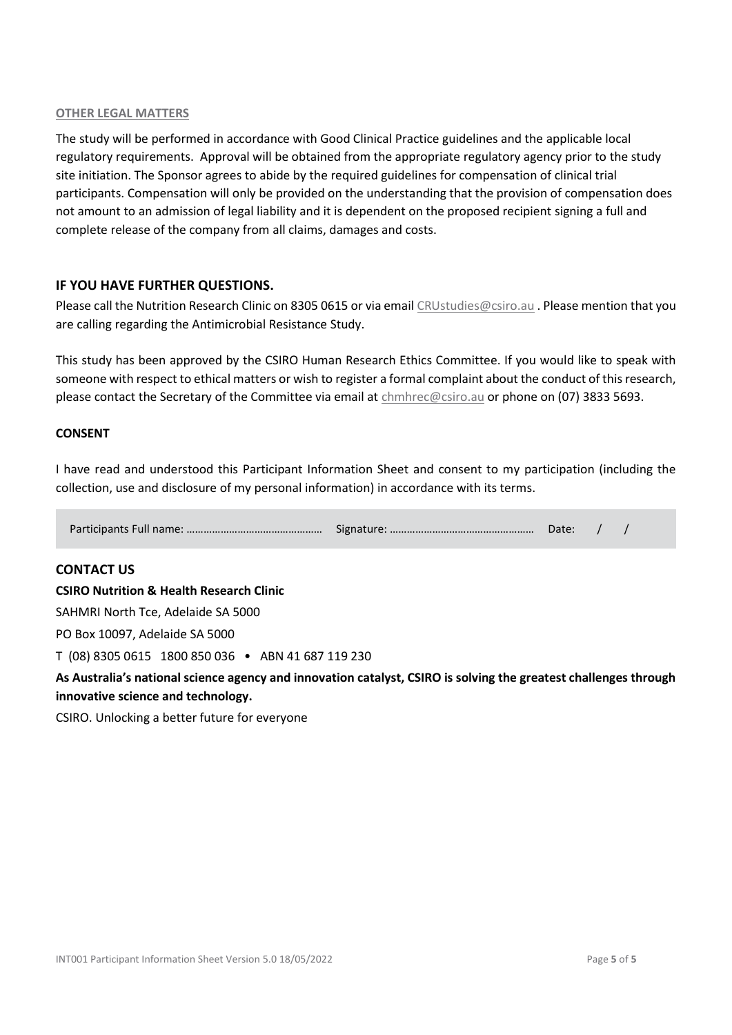**OTHER LEGAL MATTERS**

The study will be performed in accordance with Good Clinical Practice guidelines and the applicable local regulatory requirements. Approval will be obtained from the appropriate regulatory agency prior to the study site initiation. The Sponsor agrees to abide by the required guidelines for compensation of clinical trial participants. Compensation will only be provided on the understanding that the provision of compensation does not amount to an admission of legal liability and it is dependent on the proposed recipient signing a full and complete release of the company from all claims, damages and costs.

## IF YOU HAVE FURTHER QUESTIONS.

Please call the Nutrition Research Clinic on 8305 0615 or via email CRUstudies@csiro.au . Please mention that you are calling regarding the Antimicrobial Resistance Study.

This study has been approved by the CSIRO Human Research Ethics Committee. If you would like to speak with someone with respect to ethical matters or wish to register a formal complaint about the conduct of this research, please contact the Secretary of the Committee via email at chmhrec@csiro.au or phone on (07) 3833 5693.

**CONSENT**

I have read and understood this Participant Information Sheet and consent to my participation (including the collection, use and disclosure of my personal information) in accordance with its terms.

Participants Full name: ……………………………………… Signature: ………………………………………… Date: / /

## CONTACT US

**CSIRO Nutrition & Health Research Clinic**

SAHMRI North Tce, Adelaide SA 5000

PO Box 10097, Adelaide SA 5000

T (08) 8305 0615 1800 850 036 • ABN 41 687 119 230

**As Australia's national science agency and innovation catalyst, CSIRO is solving the greatest challenges through innovative science and technology.**

CSIRO. Unlocking a better future for everyone

INT001 Participant Information Sheet Version 5.0 18/05/2022